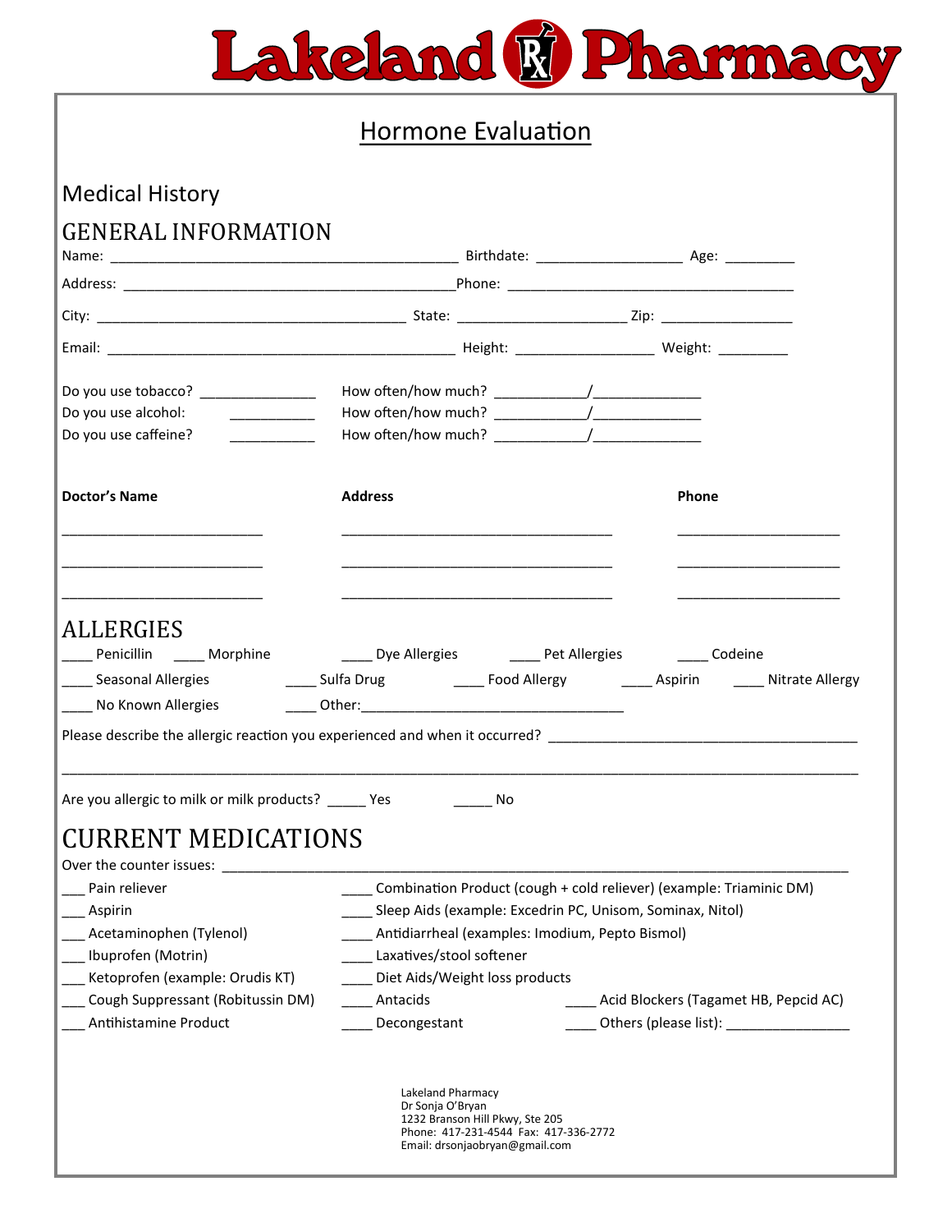# Lakeland Pharmacy

## Hormone Evaluation

### Medical History

### GENERAL INFORMATION

Name: ____________________________________________ Birthdate: __________________ Age: _________

Address: __________________________________________Phone: ____________________________________

City: _______________________________________ State: _____________________ Zip: ________________

Email: ____________________________________________ Height: _________________ Weight: _________

Do you use tobacco? _______________ How often/how much? ___________/_____________

Do you use alcohol: ___________ How often/how much? ___________/_____________

Do you use caffeine? ___________ How often/how much? ___________/_____________

| **Doctor's Name** | **Address** | **Phone** |
|---|---|---|
| _________________________ | __________________________________ | ____________________ |
| _________________________ | __________________________________ | ____________________ |
| _________________________ | __________________________________ | ____________________ |

### ALLERGIES

____ Penicillin ____ Morphine ____ Dye Allergies ____ Pet Allergies ____ Codeine

____ Seasonal Allergies ____ Sulfa Drug ____ Food Allergy ____ Aspirin ____ Nitrate Allergy

____ No Known Allergies ____ Other:__________________________________

Please describe the allergic reaction you experienced and when it occurred? _______________________________________

_____________________________________________________________________________________________________

Are you allergic to milk or milk products? _____ Yes _____ No

### CURRENT MEDICATIONS

Over the counter issues: ______________________________________________________________________________

___ Pain reliever

___ Aspirin

___ Acetaminophen (Tylenol)

___ Ibuprofen (Motrin)

___ Ketoprofen (example: Orudis KT)

___ Cough Suppressant (Robitussin DM)

___ Antihistamine Product

____ Combination Product (cough + cold reliever) (example: Triaminic DM)

____ Sleep Aids (example: Excedrin PC, Unisom, Sominax, Nitol)

____ Antidiarrheal (examples: Imodium, Pepto Bismol)

____ Laxatives/stool softener

____ Diet Aids/Weight loss products

____ Antacids

____ Decongestant

____ Acid Blockers (Tagamet HB, Pepcid AC)

____ Others (please list): ________________

Lakeland Pharmacy
Dr Sonja O'Bryan
1232 Branson Hill Pkwy, Ste 205
Phone: 417-231-4544 Fax: 417-336-2772
Email: drsonjaobryan@gmail.com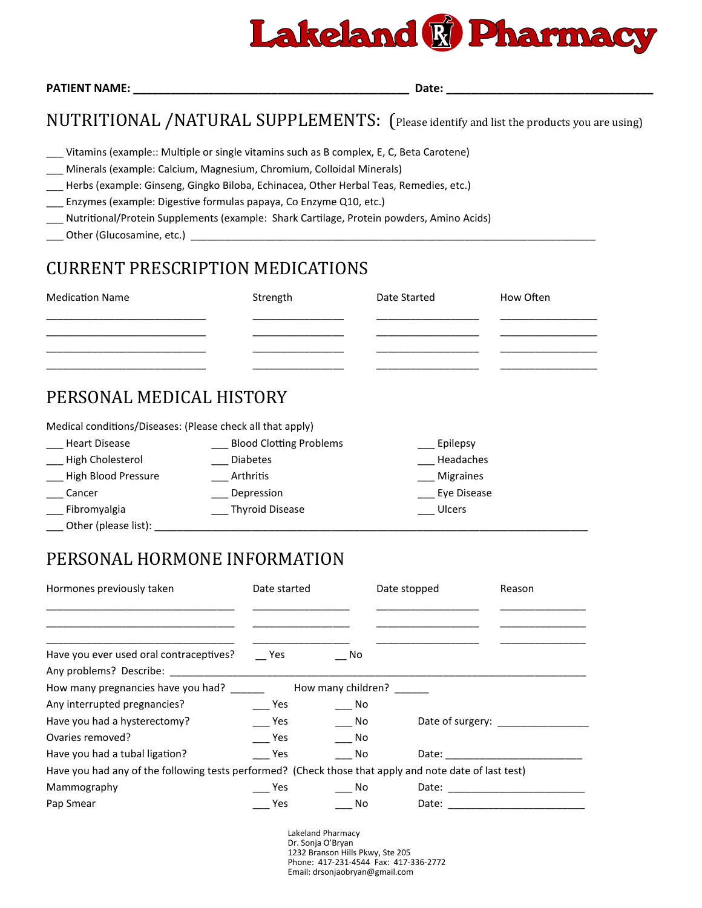# Lakeland Pharmacy

**PATIENT NAME:** ____________________________________________ **Date:** _________________________________

## NUTRITIONAL /NATURAL SUPPLEMENTS: (Please identify and list the products you are using)

___ Vitamins (example:: Multiple or single vitamins such as B complex, E, C, Beta Carotene)
___ Minerals (example: Calcium, Magnesium, Chromium, Colloidal Minerals)
___ Herbs (example: Ginseng, Gingko Biloba, Echinacea, Other Herbal Teas, Remedies, etc.)
___ Enzymes (example: Digestive formulas papaya, Co Enzyme Q10, etc.)
___ Nutritional/Protein Supplements (example: Shark Cartilage, Protein powders, Amino Acids)
___ Other (Glucosamine, etc.) ___________________________________________________________________

## CURRENT PRESCRIPTION MEDICATIONS

| Medication Name | Strength | Date Started | How Often |
|---|---|---|---|
| ___________________________ | _______________ | _________________ | ________________ |
| ___________________________ | _______________ | _________________ | ________________ |
| ___________________________ | _______________ | _________________ | ________________ |
| ___________________________ | _______________ | _________________ | ________________ |

## PERSONAL MEDICAL HISTORY

Medical conditions/Diseases: (Please check all that apply)

| | | |
|---|---|---|
| ___ Heart Disease | ___ Blood Clotting Problems | ___ Epilepsy |
| ___ High Cholesterol | ___ Diabetes | ___ Headaches |
| ___ High Blood Pressure | ___ Arthritis | ___ Migraines |
| ___ Cancer | ___ Depression | ___ Eye Disease |
| ___ Fibromyalgia | ___ Thyroid Disease | ___ Ulcers |

___ Other (please list): ___________________________________________________________________________

## PERSONAL HORMONE INFORMATION

| Hormones previously taken | Date started | Date stopped | Reason |
|---|---|---|---|
| ________________________________ | ________________ | _________________ | ______________ |
| ________________________________ | ________________ | _________________ | ______________ |
| ________________________________ | ________________ | _________________ | ______________ |

Have you ever used oral contraceptives? __ Yes __ No

Any problems? Describe: ___________________________________________________________________________

How many pregnancies have you had? ______ How many children? ______

Any interrupted pregnancies? ___ Yes ___ No

Have you had a hysterectomy? ___ Yes ___ No Date of surgery: _______________

Ovaries removed? ___ Yes ___ No

Have you had a tubal ligation? ___ Yes ___ No Date: _______________________

Have you had any of the following tests performed? (Check those that apply and note date of last test)

Mammography ___ Yes ___ No Date: _______________________

Pap Smear ___ Yes ___ No Date: _______________________

Lakeland Pharmacy
Dr. Sonja O'Bryan
1232 Branson Hills Pkwy, Ste 205
Phone: 417-231-4544 Fax: 417-336-2772
Email: drsonjaobryan@gmail.com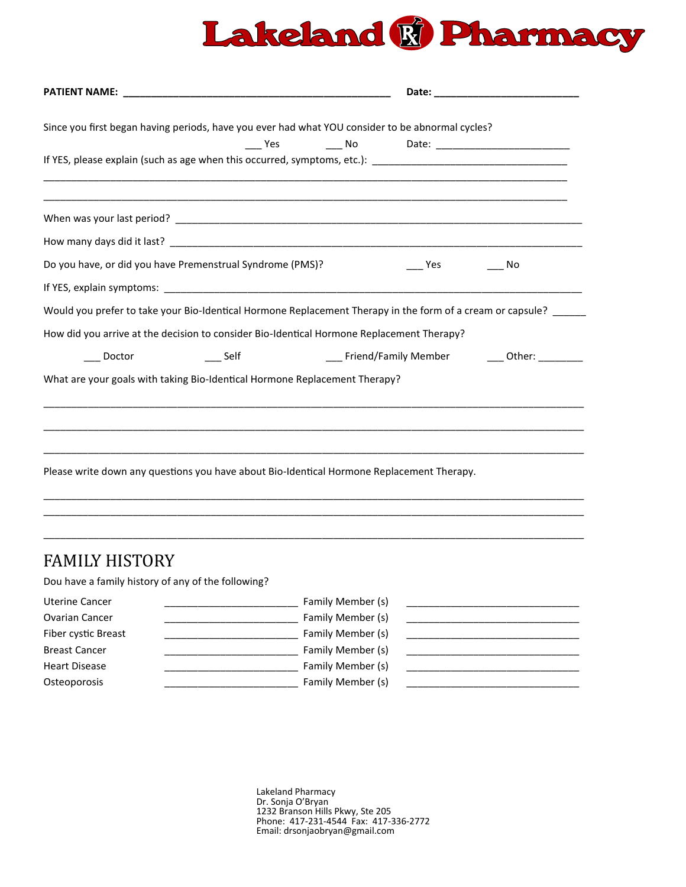# Lakeland Pharmacy

**PATIENT NAME:** ________________________________________________ **Date:** __________________________

Since you first began having periods, have you ever had what YOU consider to be abnormal cycles?

___ Yes ___ No Date: ________________________

If YES, please explain (such as age when this occurred, symptoms, etc.): ___________________________________

_____________________________________________________________________________________________

_____________________________________________________________________________________________

When was your last period? __________________________________________________________________________

How many days did it last? __________________________________________________________________________

Do you have, or did you have Premenstrual Syndrome (PMS)? ___ Yes ___ No

If YES, explain symptoms: ___________________________________________________________________________

Would you prefer to take your Bio-Identical Hormone Replacement Therapy in the form of a cream or capsule? ______

How did you arrive at the decision to consider Bio-Identical Hormone Replacement Therapy?

___ Doctor ___ Self ___ Friend/Family Member ___ Other: ________

What are your goals with taking Bio-Identical Hormone Replacement Therapy?

_____________________________________________________________________________________________

_____________________________________________________________________________________________

_____________________________________________________________________________________________

Please write down any questions you have about Bio-Identical Hormone Replacement Therapy.

_____________________________________________________________________________________________

_____________________________________________________________________________________________

_____________________________________________________________________________________________

## FAMILY HISTORY

Dou have a family history of any of the following?

| | | | |
|---|---|---|---|
| Uterine Cancer | ________________________ | Family Member (s) | ________________________________ |
| Ovarian Cancer | ________________________ | Family Member (s) | ________________________________ |
| Fiber cystic Breast | ________________________ | Family Member (s) | ________________________________ |
| Breast Cancer | ________________________ | Family Member (s) | ________________________________ |
| Heart Disease | ________________________ | Family Member (s) | ________________________________ |
| Osteoporosis | ________________________ | Family Member (s) | ________________________________ |

Lakeland Pharmacy
Dr. Sonja O'Bryan
1232 Branson Hills Pkwy, Ste 205
Phone: 417-231-4544 Fax: 417-336-2772
Email: drsonjaobryan@gmail.com